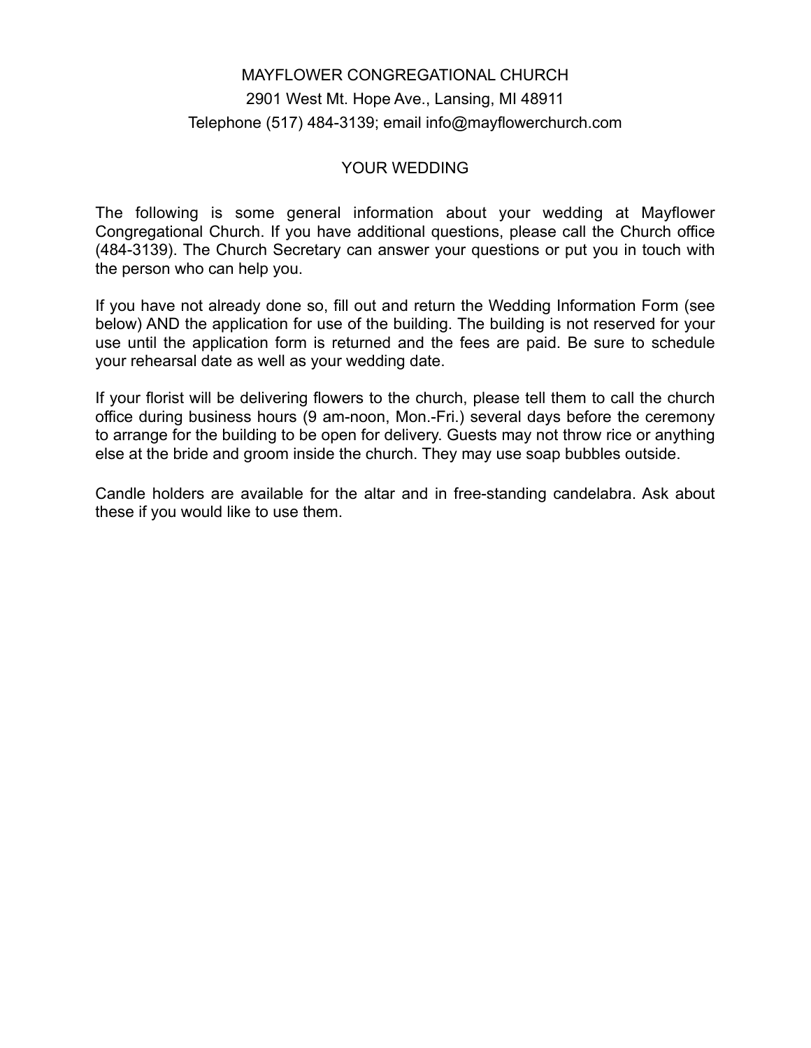MAYFLOWER CONGREGATIONAL CHURCH

2901 West Mt. Hope Ave., Lansing, MI 48911

Telephone (517) 484-3139; email info@mayflowerchurch.com

# YOUR WEDDING

The following is some general information about your wedding at Mayflower Congregational Church. If you have additional questions, please call the Church office (484-3139). The Church Secretary can answer your questions or put you in touch with the person who can help you.

If you have not already done so, fill out and return the Wedding Information Form (see below) AND the application for use of the building. The building is not reserved for your use until the application form is returned and the fees are paid. Be sure to schedule your rehearsal date as well as your wedding date.

If your florist will be delivering flowers to the church, please tell them to call the church office during business hours (9 am-noon, Mon.-Fri.) several days before the ceremony to arrange for the building to be open for delivery. Guests may not throw rice or anything else at the bride and groom inside the church. They may use soap bubbles outside.

Candle holders are available for the altar and in free-standing candelabra. Ask about these if you would like to use them.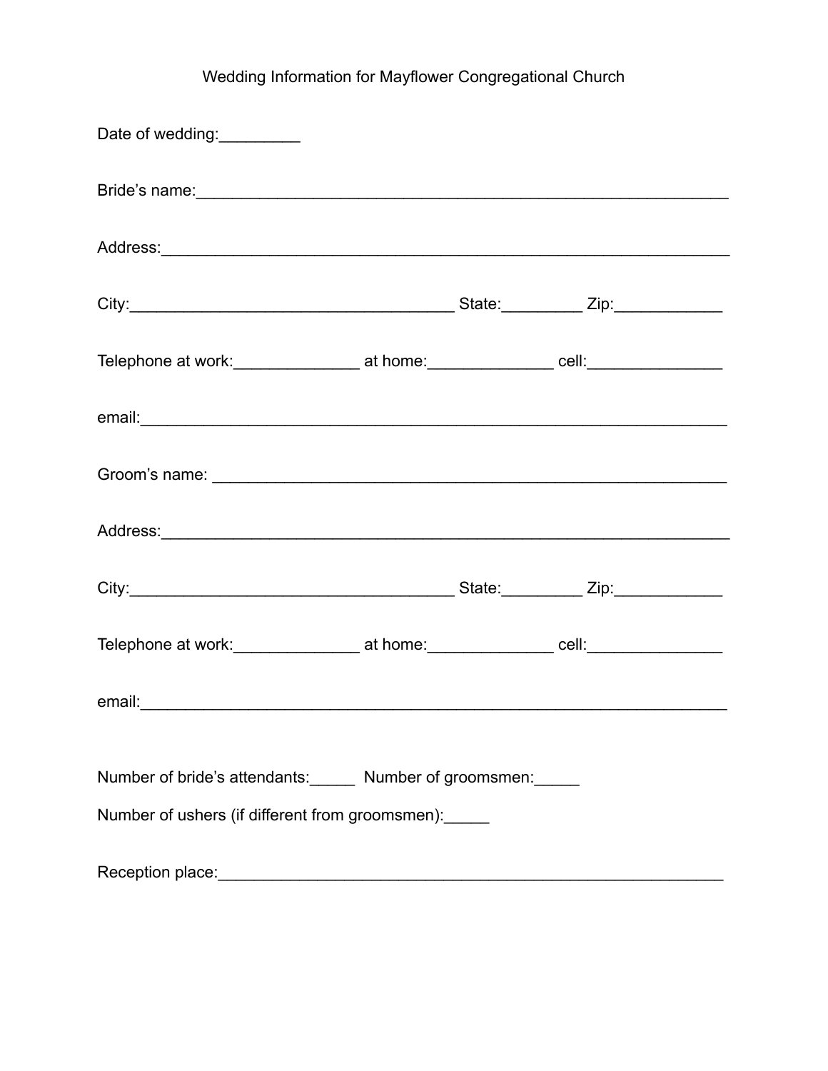# Wedding Information for Mayflower Congregational Church

Date of wedding:_________

Bride's name:____________________________________________________________

Address:_______________________________________________________________

City:____________________________________ State:_________ Zip:____________

Telephone at work:______________ at home:______________ cell:_______________

email:_________________________________________________________________

Groom's name: __________________________________________________________

Address:_______________________________________________________________

City:____________________________________ State:_________ Zip:____________

Telephone at work:______________ at home:______________ cell:_______________

email:_________________________________________________________________

Number of bride's attendants:_____ Number of groomsmen:_____

Number of ushers (if different from groomsmen):_____

Reception place:_________________________________________________________